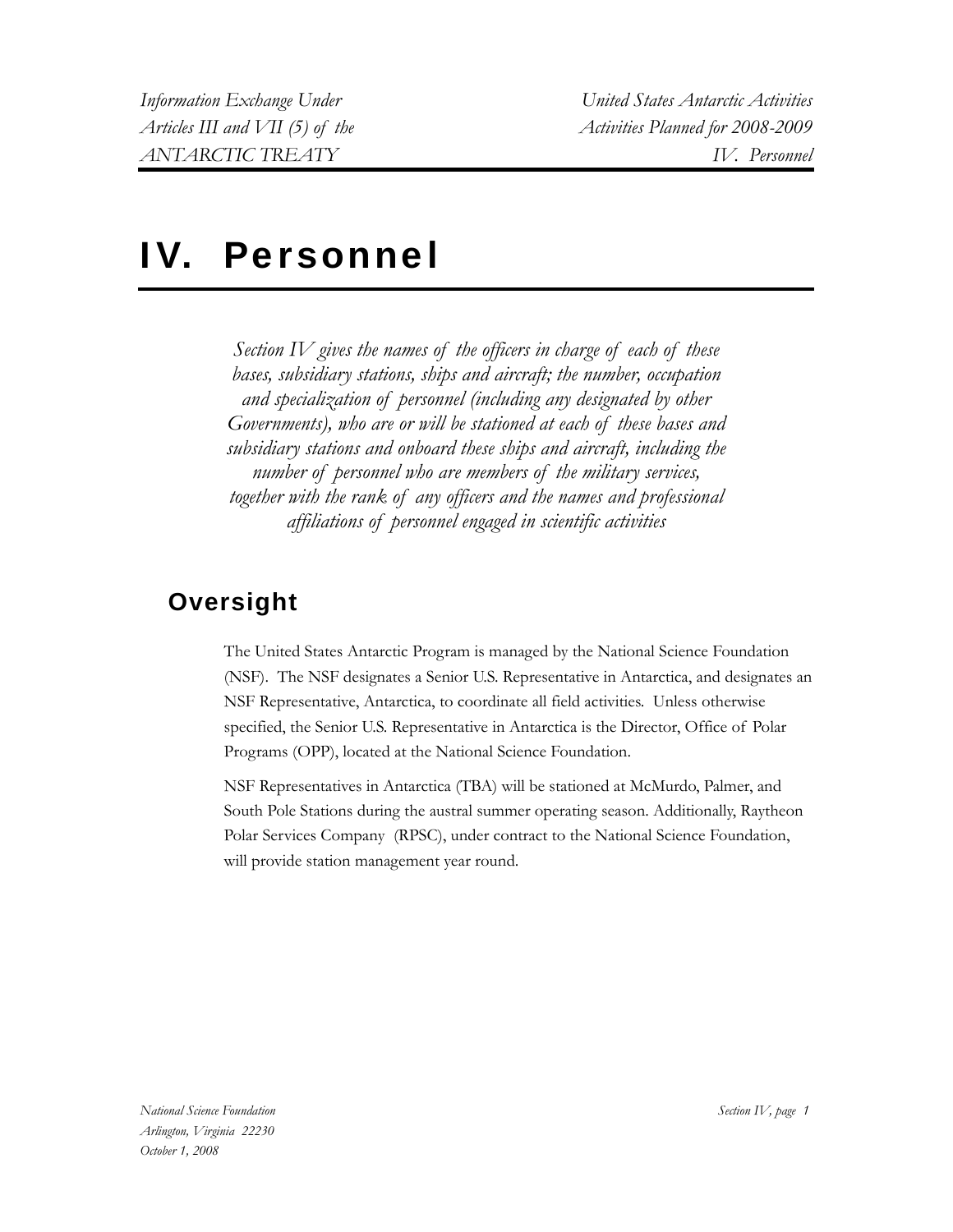# IV. Personnel

*Section IV gives the names of the officers in charge of each of these bases, subsidiary stations, ships and aircraft; the number, occupation and specialization of personnel (including any designated by other Governments), who are or will be stationed at each of these bases and subsidiary stations and onboard these ships and aircraft, including the number of personnel who are members of the military services, together with the rank of any officers and the names and professional affiliations of personnel engaged in scientific activities*

## Oversight

The United States Antarctic Program is managed by the National Science Foundation (NSF). The NSF designates a Senior U.S. Representative in Antarctica, and designates an NSF Representative, Antarctica, to coordinate all field activities. Unless otherwise specified, the Senior U.S. Representative in Antarctica is the Director, Office of Polar Programs (OPP), located at the National Science Foundation.

NSF Representatives in Antarctica (TBA) will be stationed at McMurdo, Palmer, and South Pole Stations during the austral summer operating season. Additionally, Raytheon Polar Services Company (RPSC), under contract to the National Science Foundation, will provide station management year round.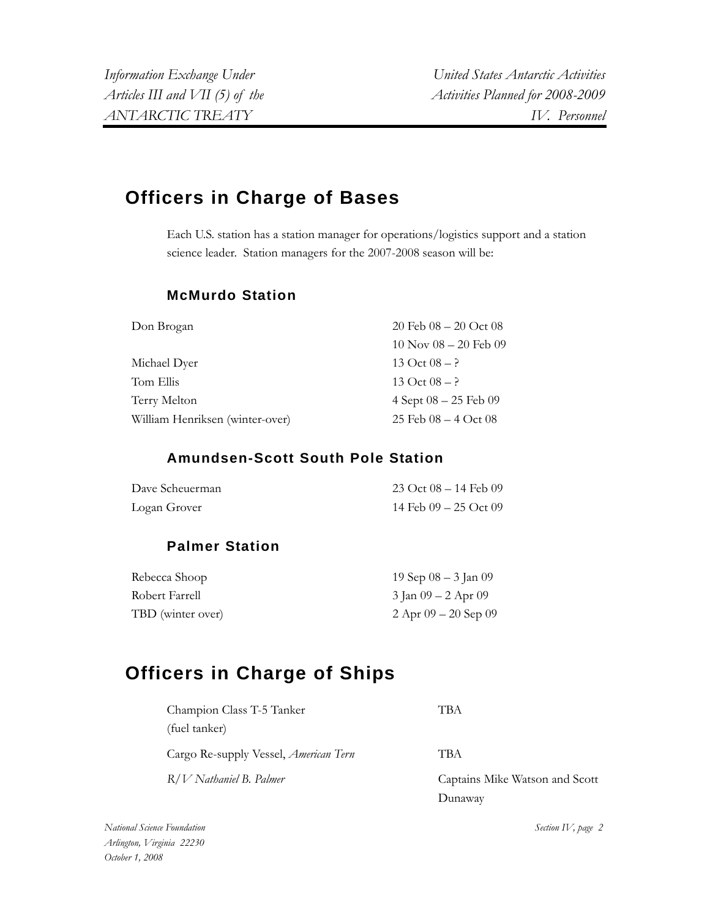# Officers in Charge of Bases

Each U.S. station has a station manager for operations/logistics support and a station science leader. Station managers for the 2007-2008 season will be:

## McMurdo Station

| | |
|---|---|
| Don Brogan | 20 Feb 08 – 20 Oct 08 |
| | 10 Nov 08 – 20 Feb 09 |
| Michael Dyer | 13 Oct 08 – ? |
| Tom Ellis | 13 Oct 08 – ? |
| Terry Melton | 4 Sept 08 – 25 Feb 09 |
| William Henriksen (winter-over) | 25 Feb 08 – 4 Oct 08 |

## Amundsen-Scott South Pole Station

| | |
|---|---|
| Dave Scheuerman | 23 Oct 08 – 14 Feb 09 |
| Logan Grover | 14 Feb 09 – 25 Oct 09 |

## Palmer Station

| | |
|---|---|
| Rebecca Shoop | 19 Sep 08 – 3 Jan 09 |
| Robert Farrell | 3 Jan 09 – 2 Apr 09 |
| TBD (winter over) | 2 Apr 09 – 20 Sep 09 |

# Officers in Charge of Ships

| | |
|---|---|
| Champion Class T-5 Tanker (fuel tanker) | TBA |
| Cargo Re-supply Vessel, *American Tern* | TBA |
| *R/V Nathaniel B. Palmer* | Captains Mike Watson and Scott Dunaway |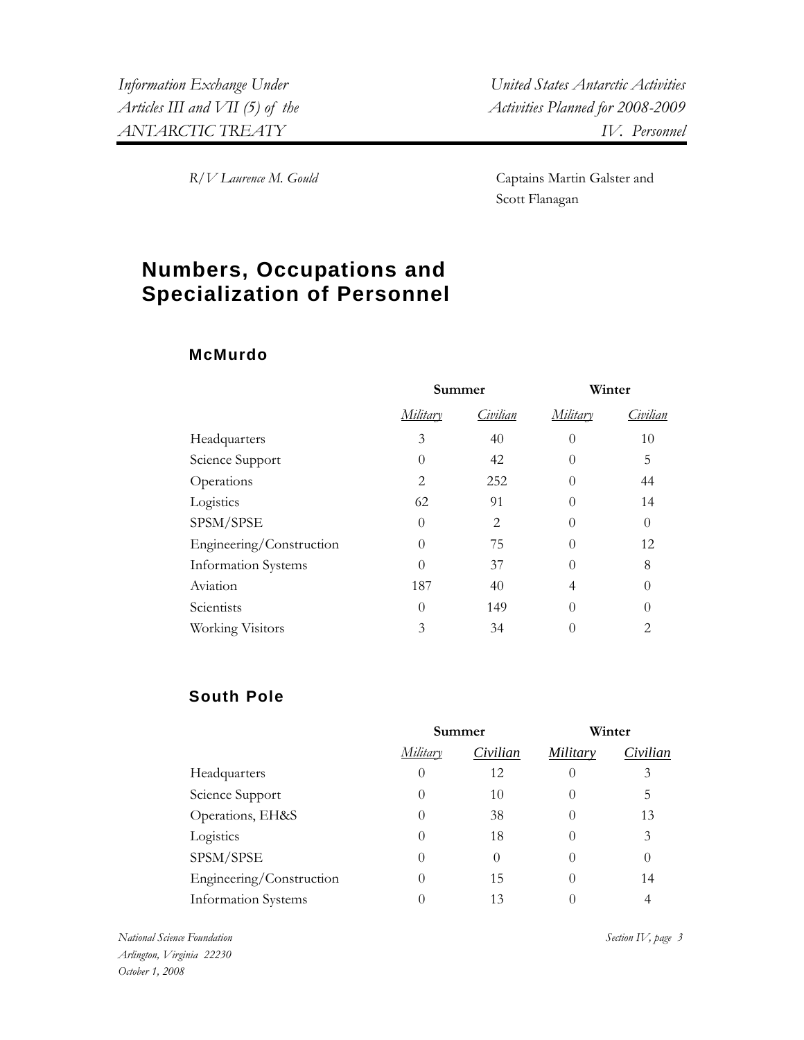*R/V Laurence M. Gould* Captains Martin Galster and Scott Flanagan

## Numbers, Occupations and Specialization of Personnel

### McMurdo

| | Summer | | Winter | |
|---|---|---|---|---|
| | *Military* | *Civilian* | *Military* | *Civilian* |
| Headquarters | 3 | 40 | 0 | 10 |
| Science Support | 0 | 42 | 0 | 5 |
| Operations | 2 | 252 | 0 | 44 |
| Logistics | 62 | 91 | 0 | 14 |
| SPSM/SPSE | 0 | 2 | 0 | 0 |
| Engineering/Construction | 0 | 75 | 0 | 12 |
| Information Systems | 0 | 37 | 0 | 8 |
| Aviation | 187 | 40 | 4 | 0 |
| Scientists | 0 | 149 | 0 | 0 |
| Working Visitors | 3 | 34 | 0 | 2 |

### South Pole

| | Summer | | Winter | |
|---|---|---|---|---|
| | *Military* | *Civilian* | *Military* | *Civilian* |
| Headquarters | 0 | 12 | 0 | 3 |
| Science Support | 0 | 10 | 0 | 5 |
| Operations, EH&S | 0 | 38 | 0 | 13 |
| Logistics | 0 | 18 | 0 | 3 |
| SPSM/SPSE | 0 | 0 | 0 | 0 |
| Engineering/Construction | 0 | 15 | 0 | 14 |
| Information Systems | 0 | 13 | 0 | 4 |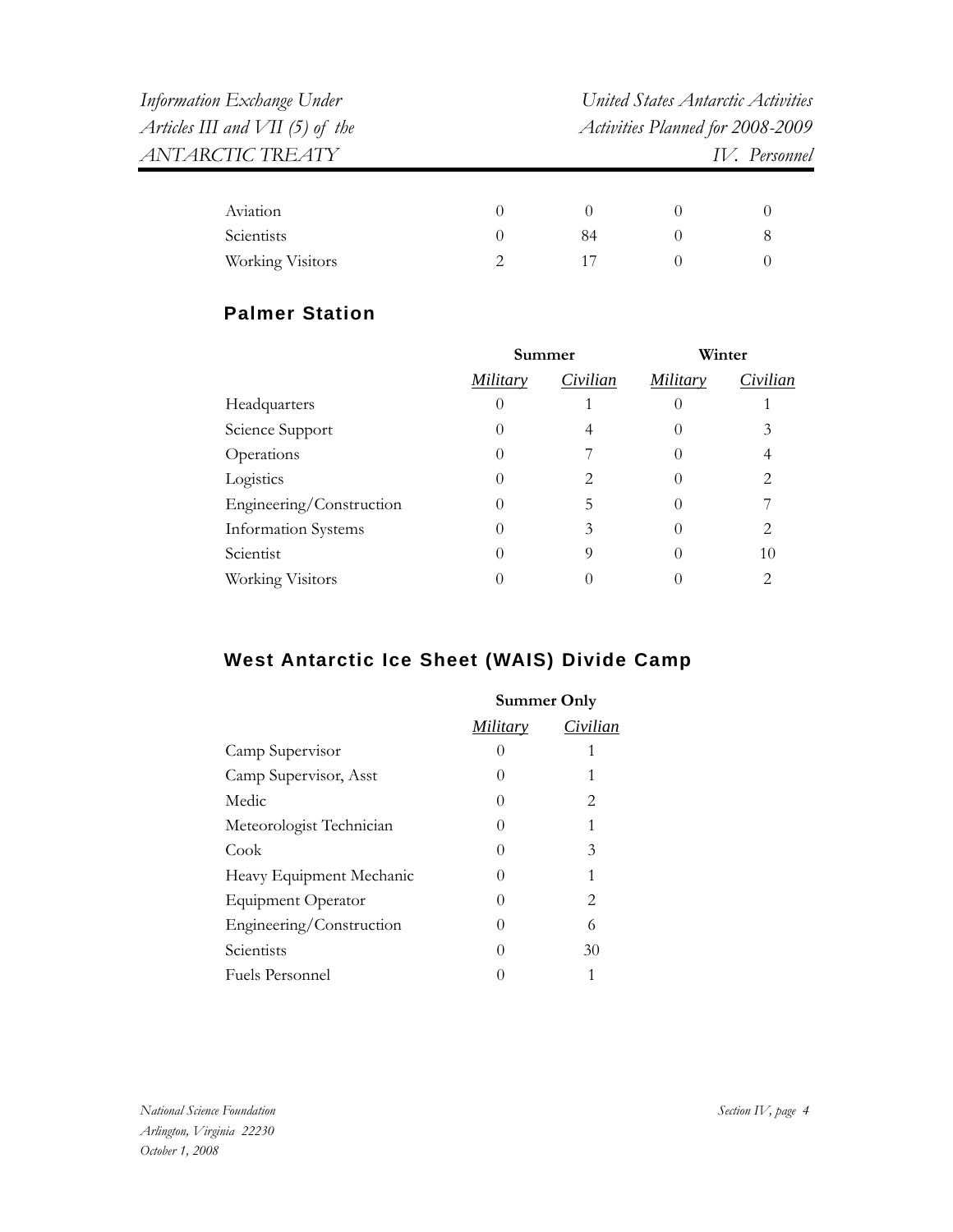| | | | | |
|---|---|---|---|---|
| Aviation | 0 | 0 | 0 | 0 |
| Scientists | 0 | 84 | 0 | 8 |
| Working Visitors | 2 | 17 | 0 | 0 |

## Palmer Station

| | Summer | | Winter | |
|---|---|---|---|---|
| | *Military* | *Civilian* | *Military* | *Civilian* |
| Headquarters | 0 | 1 | 0 | 1 |
| Science Support | 0 | 4 | 0 | 3 |
| Operations | 0 | 7 | 0 | 4 |
| Logistics | 0 | 2 | 0 | 2 |
| Engineering/Construction | 0 | 5 | 0 | 7 |
| Information Systems | 0 | 3 | 0 | 2 |
| Scientist | 0 | 9 | 0 | 10 |
| Working Visitors | 0 | 0 | 0 | 2 |

## West Antarctic Ice Sheet (WAIS) Divide Camp

| | Summer Only | |
|---|---|---|
| | *Military* | *Civilian* |
| Camp Supervisor | 0 | 1 |
| Camp Supervisor, Asst | 0 | 1 |
| Medic | 0 | 2 |
| Meteorologist Technician | 0 | 1 |
| Cook | 0 | 3 |
| Heavy Equipment Mechanic | 0 | 1 |
| Equipment Operator | 0 | 2 |
| Engineering/Construction | 0 | 6 |
| Scientists | 0 | 30 |
| Fuels Personnel | 0 | 1 |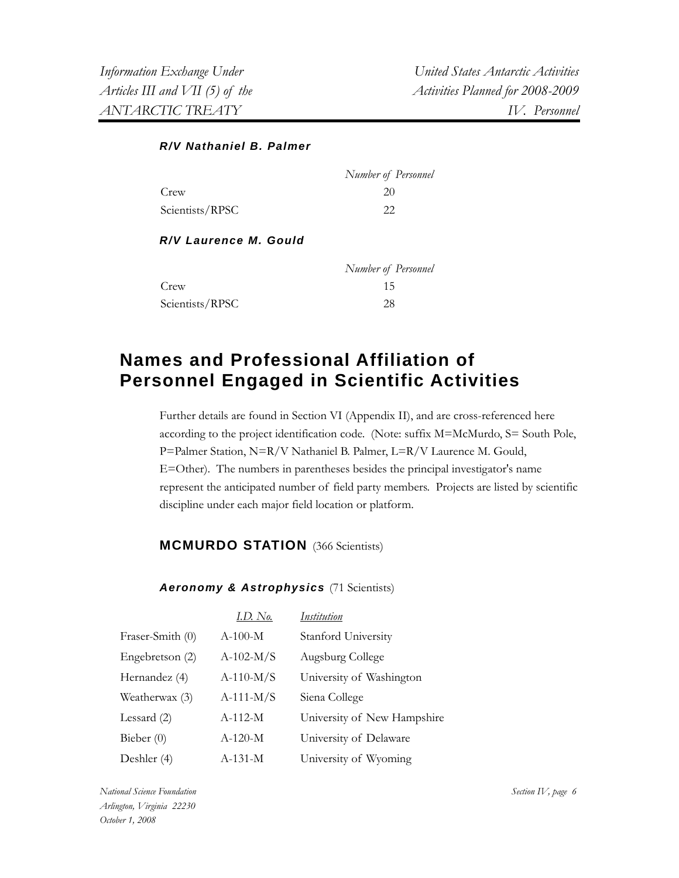### *R/V Nathaniel B. Palmer*

| | Number of Personnel |
|---|---|
| Crew | 20 |
| Scientists/RPSC | 22 |

### *R/V Laurence M. Gould*

| | Number of Personnel |
|---|---|
| Crew | 15 |
| Scientists/RPSC | 28 |

# Names and Professional Affiliation of Personnel Engaged in Scientific Activities

Further details are found in Section VI (Appendix II), and are cross-referenced here according to the project identification code. (Note: suffix M=McMurdo, S= South Pole, P=Palmer Station, N=R/V Nathaniel B. Palmer, L=R/V Laurence M. Gould, E=Other). The numbers in parentheses besides the principal investigator's name represent the anticipated number of field party members. Projects are listed by scientific discipline under each major field location or platform.

## MCMURDO STATION (366 Scientists)

### *Aeronomy & Astrophysics* (71 Scientists)

| | I.D. No. | Institution |
|---|---|---|
| Fraser-Smith (0) | A-100-M | Stanford University |
| Engebretson (2) | A-102-M/S | Augsburg College |
| Hernandez (4) | A-110-M/S | University of Washington |
| Weatherwax (3) | A-111-M/S | Siena College |
| Lessard (2) | A-112-M | University of New Hampshire |
| Bieber (0) | A-120-M | University of Delaware |
| Deshler (4) | A-131-M | University of Wyoming |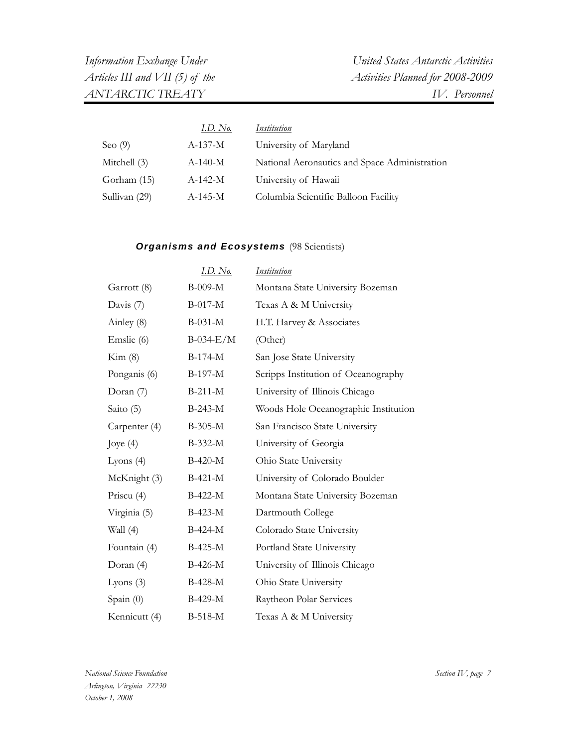| | *I.D. No.* | *Institution* |
|---|---|---|
| Seo (9) | A-137-M | University of Maryland |
| Mitchell (3) | A-140-M | National Aeronautics and Space Administration |
| Gorham (15) | A-142-M | University of Hawaii |
| Sullivan (29) | A-145-M | Columbia Scientific Balloon Facility |

### *Organisms and Ecosystems* (98 Scientists)

| | *I.D. No.* | *Institution* |
|---|---|---|
| Garrott (8) | B-009-M | Montana State University Bozeman |
| Davis (7) | B-017-M | Texas A & M University |
| Ainley (8) | B-031-M | H.T. Harvey & Associates |
| Emslie (6) | B-034-E/M | (Other) |
| Kim (8) | B-174-M | San Jose State University |
| Ponganis (6) | B-197-M | Scripps Institution of Oceanography |
| Doran (7) | B-211-M | University of Illinois Chicago |
| Saito (5) | B-243-M | Woods Hole Oceanographic Institution |
| Carpenter (4) | B-305-M | San Francisco State University |
| Joye (4) | B-332-M | University of Georgia |
| Lyons (4) | B-420-M | Ohio State University |
| McKnight (3) | B-421-M | University of Colorado Boulder |
| Priscu (4) | B-422-M | Montana State University Bozeman |
| Virginia (5) | B-423-M | Dartmouth College |
| Wall (4) | B-424-M | Colorado State University |
| Fountain (4) | B-425-M | Portland State University |
| Doran (4) | B-426-M | University of Illinois Chicago |
| Lyons (3) | B-428-M | Ohio State University |
| Spain (0) | B-429-M | Raytheon Polar Services |
| Kennicutt (4) | B-518-M | Texas A & M University |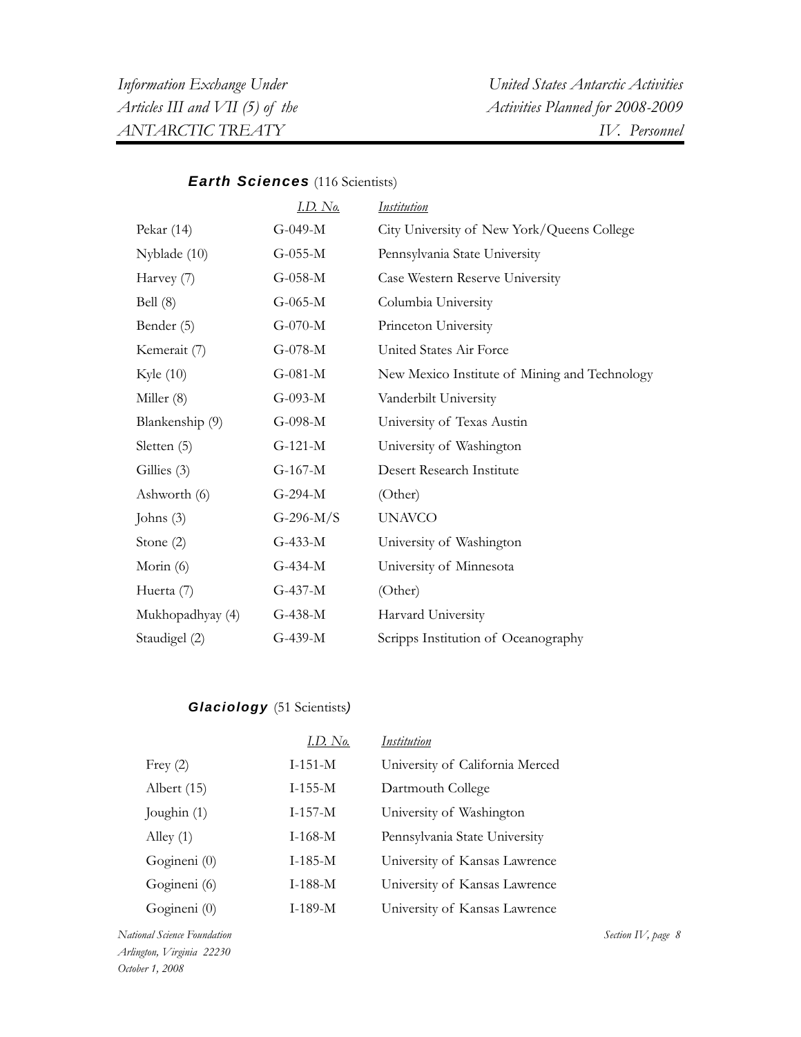### ***Earth Sciences*** (116 Scientists)

| | *I.D. No.* | *Institution* |
|---|---|---|
| Pekar (14) | G-049-M | City University of New York/Queens College |
| Nyblade (10) | G-055-M | Pennsylvania State University |
| Harvey (7) | G-058-M | Case Western Reserve University |
| Bell (8) | G-065-M | Columbia University |
| Bender (5) | G-070-M | Princeton University |
| Kemerait (7) | G-078-M | United States Air Force |
| Kyle (10) | G-081-M | New Mexico Institute of Mining and Technology |
| Miller (8) | G-093-M | Vanderbilt University |
| Blankenship (9) | G-098-M | University of Texas Austin |
| Sletten (5) | G-121-M | University of Washington |
| Gillies (3) | G-167-M | Desert Research Institute |
| Ashworth (6) | G-294-M | (Other) |
| Johns (3) | G-296-M/S | UNAVCO |
| Stone (2) | G-433-M | University of Washington |
| Morin (6) | G-434-M | University of Minnesota |
| Huerta (7) | G-437-M | (Other) |
| Mukhopadhyay (4) | G-438-M | Harvard University |
| Staudigel (2) | G-439-M | Scripps Institution of Oceanography |

### ***Glaciology*** (51 Scientists)

| | *I.D. No.* | *Institution* |
|---|---|---|
| Frey (2) | I-151-M | University of California Merced |
| Albert (15) | I-155-M | Dartmouth College |
| Joughin (1) | I-157-M | University of Washington |
| Alley (1) | I-168-M | Pennsylvania State University |
| Gogineni (0) | I-185-M | University of Kansas Lawrence |
| Gogineni (6) | I-188-M | University of Kansas Lawrence |
| Gogineni (0) | I-189-M | University of Kansas Lawrence |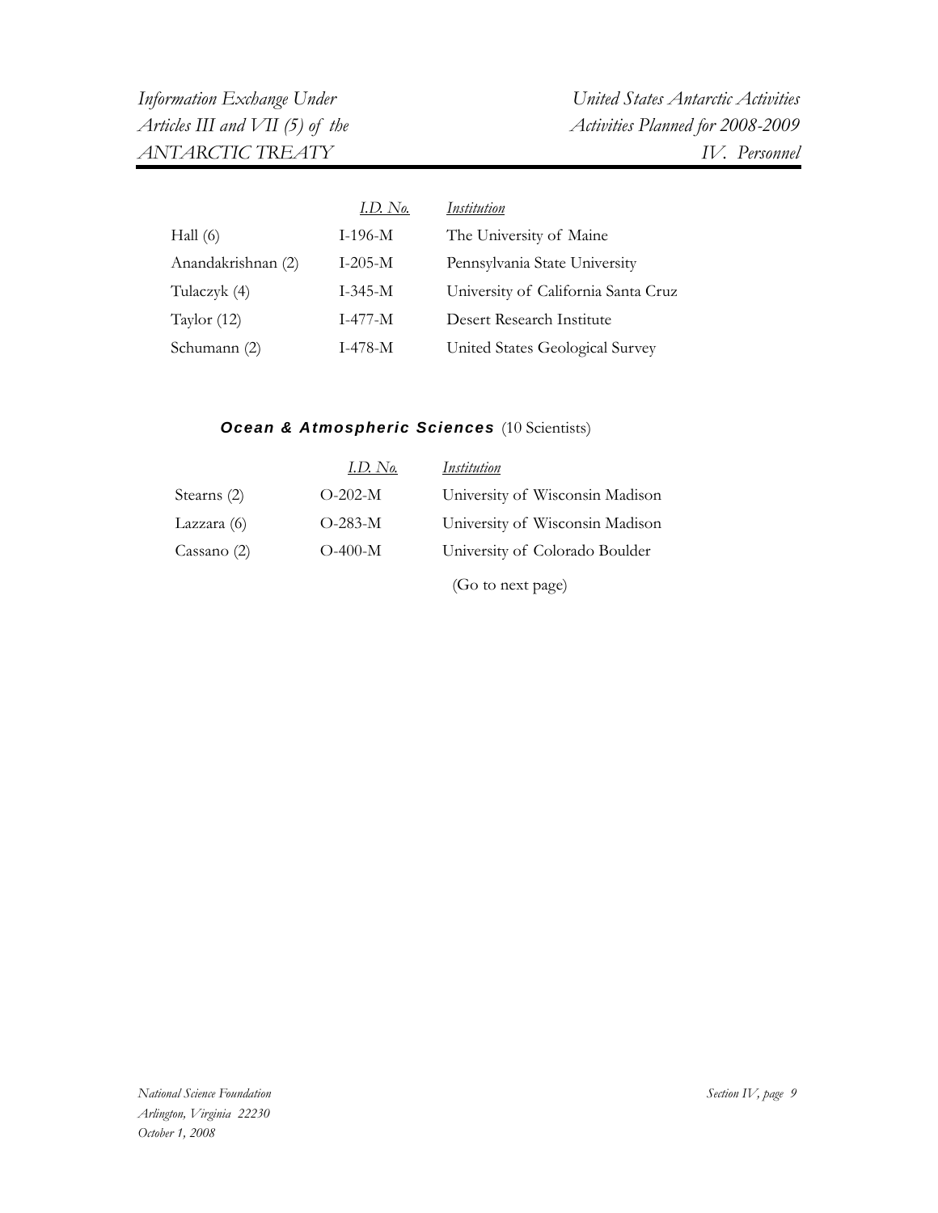| | *I.D. No.* | *Institution* |
|---|---|---|
| Hall (6) | I-196-M | The University of Maine |
| Anandakrishnan (2) | I-205-M | Pennsylvania State University |
| Tulaczyk (4) | I-345-M | University of California Santa Cruz |
| Taylor (12) | I-477-M | Desert Research Institute |
| Schumann (2) | I-478-M | United States Geological Survey |

### ***Ocean & Atmospheric Sciences*** (10 Scientists)

| | *I.D. No.* | *Institution* |
|---|---|---|
| Stearns (2) | O-202-M | University of Wisconsin Madison |
| Lazzara (6) | O-283-M | University of Wisconsin Madison |
| Cassano (2) | O-400-M | University of Colorado Boulder |

(Go to next page)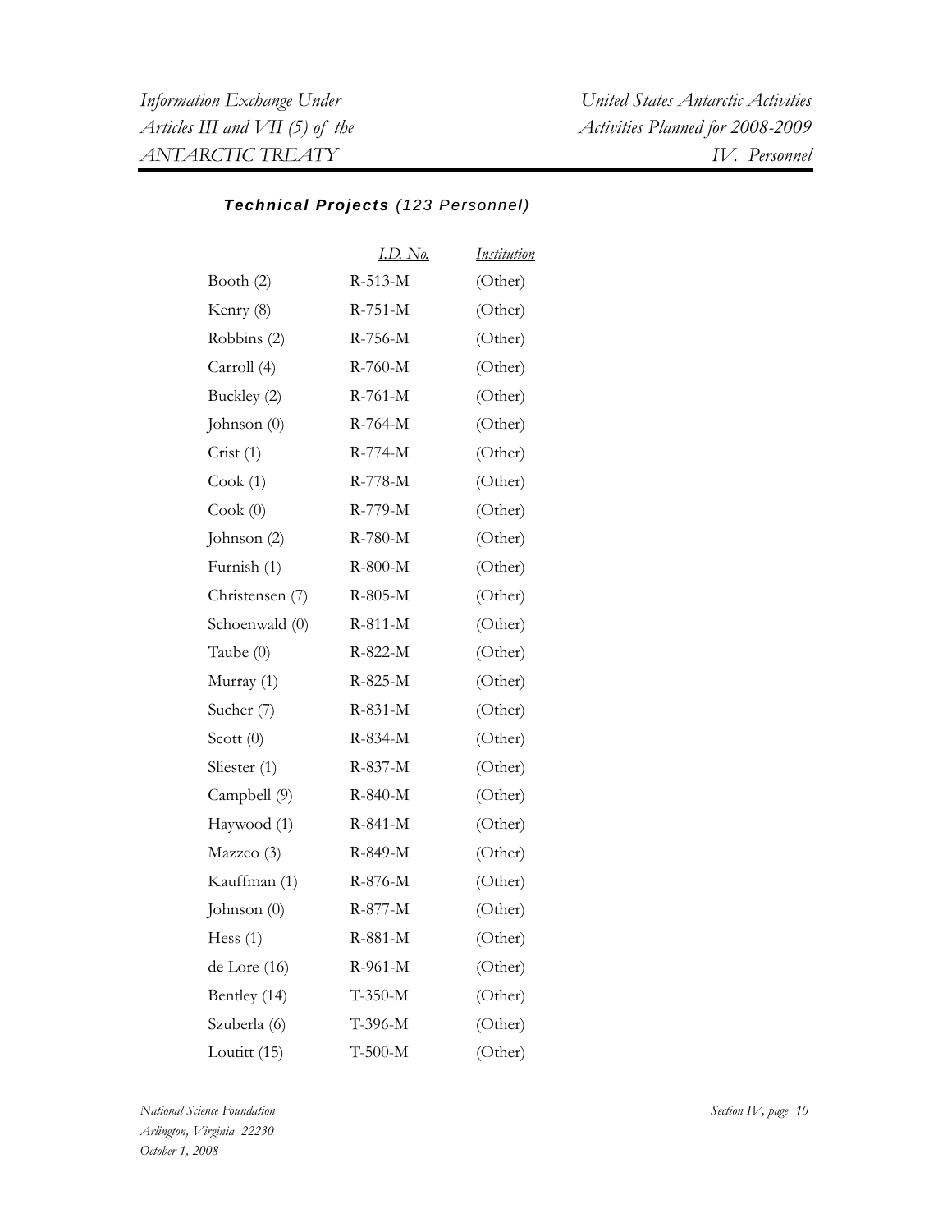***Technical Projects** (123 Personnel)*

| | *I.D. No.* | *Institution* |
|---|---|---|
| Booth (2) | R-513-M | (Other) |
| Kenry (8) | R-751-M | (Other) |
| Robbins (2) | R-756-M | (Other) |
| Carroll (4) | R-760-M | (Other) |
| Buckley (2) | R-761-M | (Other) |
| Johnson (0) | R-764-M | (Other) |
| Crist (1) | R-774-M | (Other) |
| Cook (1) | R-778-M | (Other) |
| Cook (0) | R-779-M | (Other) |
| Johnson (2) | R-780-M | (Other) |
| Furnish (1) | R-800-M | (Other) |
| Christensen (7) | R-805-M | (Other) |
| Schoenwald (0) | R-811-M | (Other) |
| Taube (0) | R-822-M | (Other) |
| Murray (1) | R-825-M | (Other) |
| Sucher (7) | R-831-M | (Other) |
| Scott (0) | R-834-M | (Other) |
| Sliester (1) | R-837-M | (Other) |
| Campbell (9) | R-840-M | (Other) |
| Haywood (1) | R-841-M | (Other) |
| Mazzeo (3) | R-849-M | (Other) |
| Kauffman (1) | R-876-M | (Other) |
| Johnson (0) | R-877-M | (Other) |
| Hess (1) | R-881-M | (Other) |
| de Lore (16) | R-961-M | (Other) |
| Bentley (14) | T-350-M | (Other) |
| Szuberla (6) | T-396-M | (Other) |
| Loutitt (15) | T-500-M | (Other) |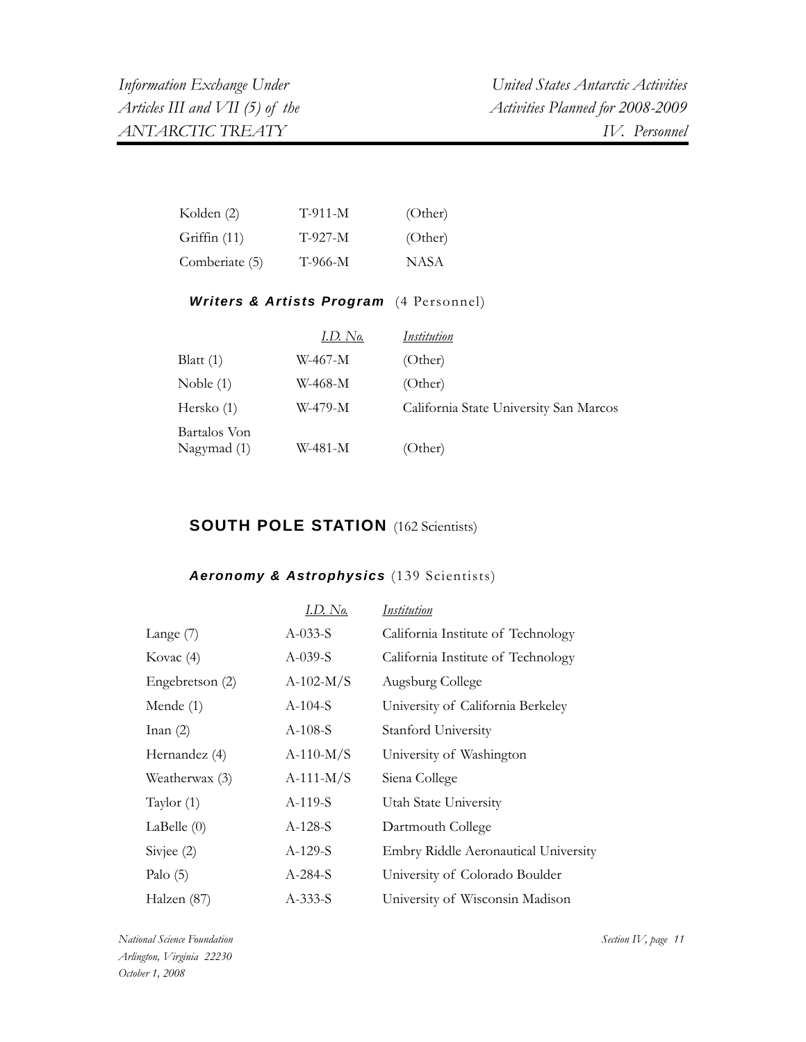| | | |
|---|---|---|
| Kolden (2) | T-911-M | (Other) |
| Griffin (11) | T-927-M | (Other) |
| Comberiate (5) | T-966-M | NASA |

#### *Writers & Artists Program* (4 Personnel)

| | *I.D. No.* | *Institution* |
|---|---|---|
| Blatt (1) | W-467-M | (Other) |
| Noble (1) | W-468-M | (Other) |
| Hersko (1) | W-479-M | California State University San Marcos |
| Bartalos Von Nagymad (1) | W-481-M | (Other) |

## SOUTH POLE STATION (162 Scientists)

#### *Aeronomy & Astrophysics* (139 Scientists)

| | *I.D. No.* | *Institution* |
|---|---|---|
| Lange (7) | A-033-S | California Institute of Technology |
| Kovac (4) | A-039-S | California Institute of Technology |
| Engebretson (2) | A-102-M/S | Augsburg College |
| Mende (1) | A-104-S | University of California Berkeley |
| Inan (2) | A-108-S | Stanford University |
| Hernandez (4) | A-110-M/S | University of Washington |
| Weatherwax (3) | A-111-M/S | Siena College |
| Taylor (1) | A-119-S | Utah State University |
| LaBelle (0) | A-128-S | Dartmouth College |
| Sivjee (2) | A-129-S | Embry Riddle Aeronautical University |
| Palo (5) | A-284-S | University of Colorado Boulder |
| Halzen (87) | A-333-S | University of Wisconsin Madison |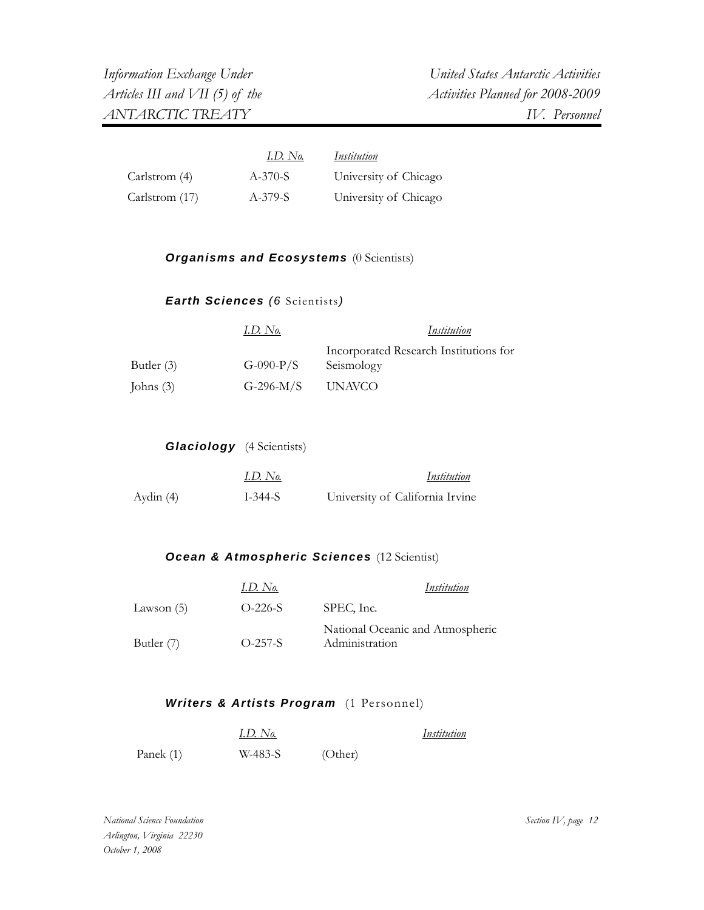| | *I.D. No.* | *Institution* |
|---|---|---|
| Carlstrom (4) | A-370-S | University of Chicago |
| Carlstrom (17) | A-379-S | University of Chicago |

### ***Organisms and Ecosystems*** (0 Scientists)

### ***Earth Sciences (6*** Scientists***)***

| | *I.D. No.* | *Institution* |
|---|---|---|
| Butler (3) | G-090-P/S | Incorporated Research Institutions for Seismology |
| Johns (3) | G-296-M/S | UNAVCO |

### ***Glaciology*** (4 Scientists)

| | *I.D. No.* | *Institution* |
|---|---|---|
| Aydin (4) | I-344-S | University of California Irvine |

### ***Ocean & Atmospheric Sciences*** (12 Scientist)

| | *I.D. No.* | *Institution* |
|---|---|---|
| Lawson (5) | O-226-S | SPEC, Inc. |
| Butler (7) | O-257-S | National Oceanic and Atmospheric Administration |

### ***Writers & Artists Program*** (1 Personnel)

| | *I.D. No.* | *Institution* |
|---|---|---|
| Panek (1) | W-483-S | (Other) |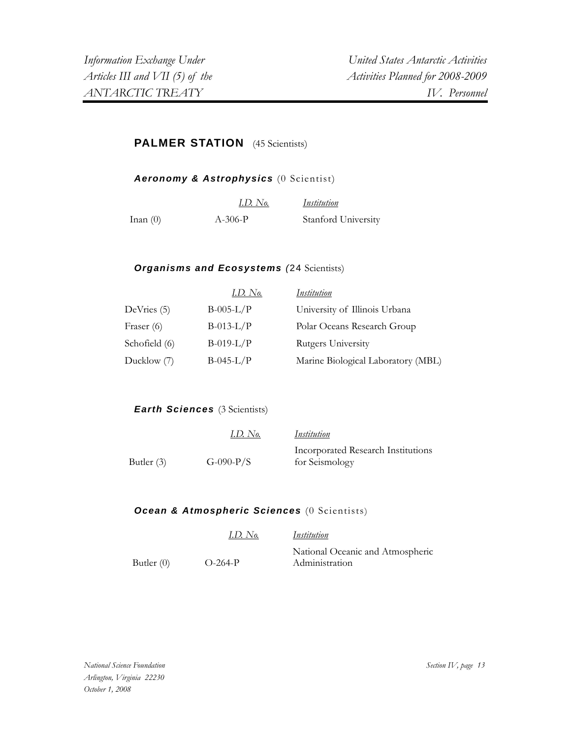## PALMER STATION (45 Scientists)

### *Aeronomy & Astrophysics* (0 Scientist)

| | I.D. No. | Institution |
|---|---|---|
| Inan (0) | A-306-P | Stanford University |

### *Organisms and Ecosystems (*24 Scientists)

| | I.D. No. | Institution |
|---|---|---|
| DeVries (5) | B-005-L/P | University of Illinois Urbana |
| Fraser (6) | B-013-L/P | Polar Oceans Research Group |
| Schofield (6) | B-019-L/P | Rutgers University |
| Ducklow (7) | B-045-L/P | Marine Biological Laboratory (MBL) |

### *Earth Sciences* (3 Scientists)

| | I.D. No. | Institution |
|---|---|---|
| Butler (3) | G-090-P/S | Incorporated Research Institutions for Seismology |

### *Ocean & Atmospheric Sciences* (0 Scientists)

| | I.D. No. | Institution |
|---|---|---|
| Butler (0) | O-264-P | National Oceanic and Atmospheric Administration |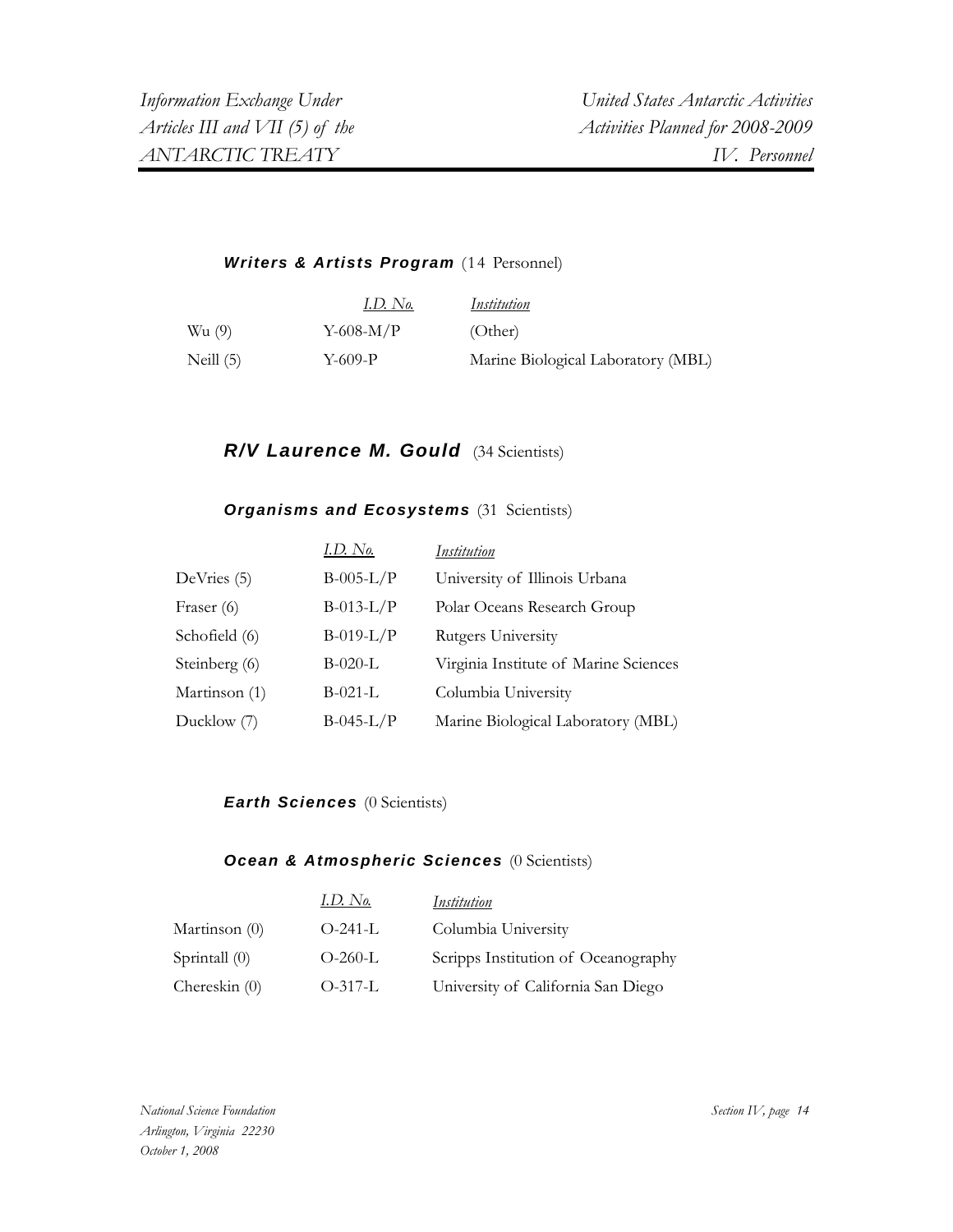***Writers & Artists Program*** (14 Personnel)

| | *I.D. No.* | *Institution* |
|---|---|---|
| Wu (9) | Y-608-M/P | (Other) |
| Neill (5) | Y-609-P | Marine Biological Laboratory (MBL) |

## ***R/V Laurence M. Gould*** (34 Scientists)

### ***Organisms and Ecosystems*** (31 Scientists)

| | *I.D. No.* | *Institution* |
|---|---|---|
| DeVries (5) | B-005-L/P | University of Illinois Urbana |
| Fraser (6) | B-013-L/P | Polar Oceans Research Group |
| Schofield (6) | B-019-L/P | Rutgers University |
| Steinberg (6) | B-020-L | Virginia Institute of Marine Sciences |
| Martinson (1) | B-021-L | Columbia University |
| Ducklow (7) | B-045-L/P | Marine Biological Laboratory (MBL) |

### ***Earth Sciences*** (0 Scientists)

### ***Ocean & Atmospheric Sciences*** (0 Scientists)

| | *I.D. No.* | *Institution* |
|---|---|---|
| Martinson (0) | O-241-L | Columbia University |
| Sprintall (0) | O-260-L | Scripps Institution of Oceanography |
| Chereskin (0) | O-317-L | University of California San Diego |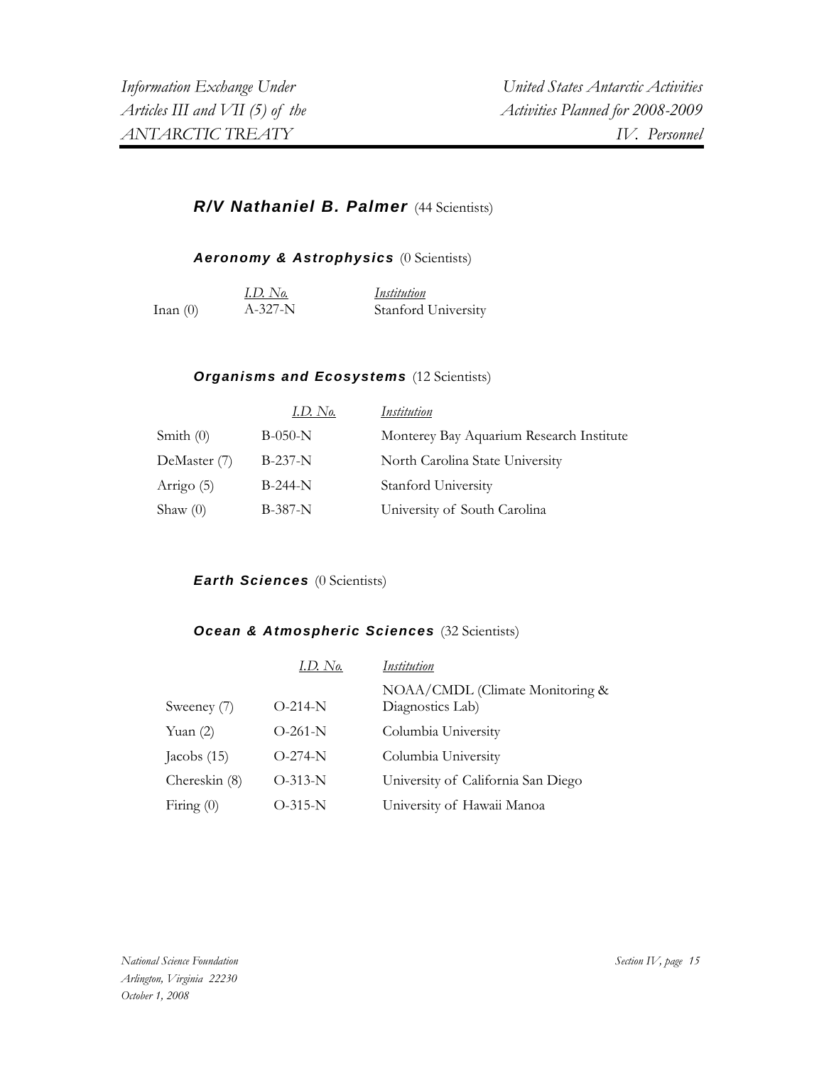## R/V Nathaniel B. Palmer (44 Scientists)

### Aeronomy & Astrophysics (0 Scientists)

| | *I.D. No.* | *Institution* |
|---|---|---|
| Inan (0) | A-327-N | Stanford University |

### Organisms and Ecosystems (12 Scientists)

| | *I.D. No.* | *Institution* |
|---|---|---|
| Smith (0) | B-050-N | Monterey Bay Aquarium Research Institute |
| DeMaster (7) | B-237-N | North Carolina State University |
| Arrigo (5) | B-244-N | Stanford University |
| Shaw (0) | B-387-N | University of South Carolina |

### Earth Sciences (0 Scientists)

### Ocean & Atmospheric Sciences (32 Scientists)

| | *I.D. No.* | *Institution* |
|---|---|---|
| Sweeney (7) | O-214-N | NOAA/CMDL (Climate Monitoring & Diagnostics Lab) |
| Yuan (2) | O-261-N | Columbia University |
| Jacobs (15) | O-274-N | Columbia University |
| Chereskin (8) | O-313-N | University of California San Diego |
| Firing (0) | O-315-N | University of Hawaii Manoa |